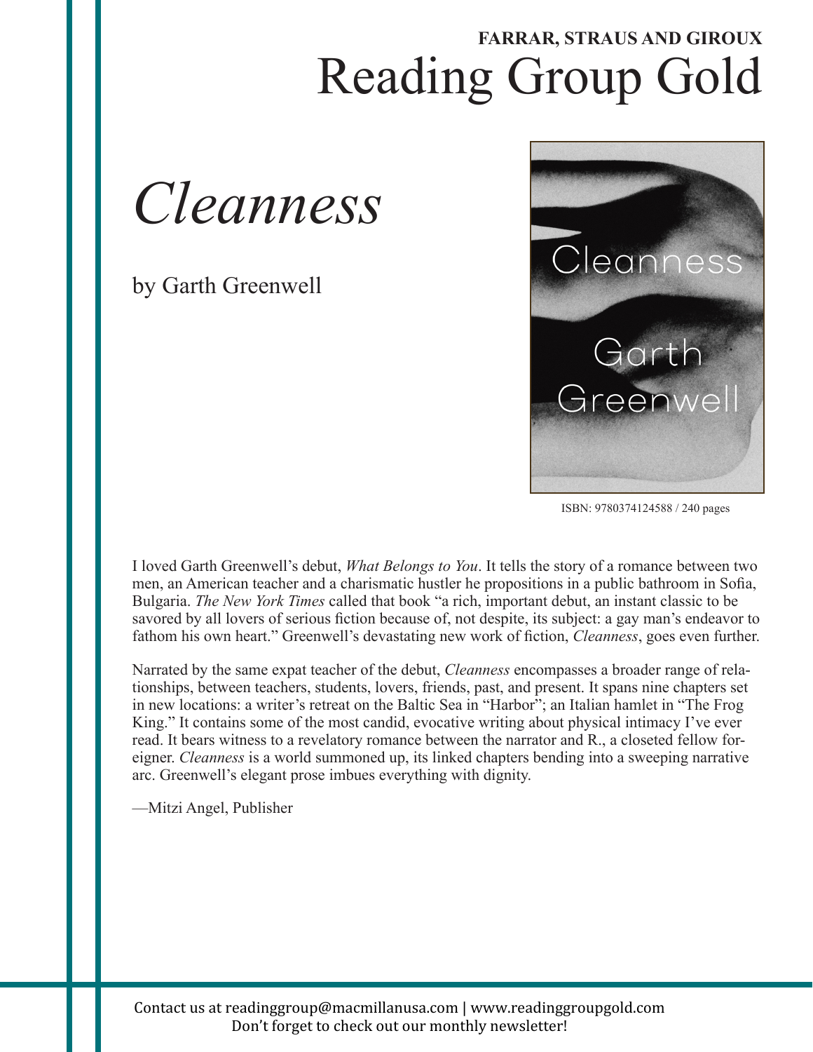**FARRAR, STRAUS AND GIROUX**

# Reading Group Gold

## *Cleanness*

by Garth Greenwell

ISBN: 9780374124588 / 240 pages

I loved Garth Greenwell's debut, *What Belongs to You*. It tells the story of a romance between two men, an American teacher and a charismatic hustler he propositions in a public bathroom in Sofia, Bulgaria. *The New York Times* called that book "a rich, important debut, an instant classic to be savored by all lovers of serious fiction because of, not despite, its subject: a gay man's endeavor to fathom his own heart." Greenwell's devastating new work of fiction, *Cleanness*, goes even further.

Narrated by the same expat teacher of the debut, *Cleanness* encompasses a broader range of relationships, between teachers, students, lovers, friends, past, and present. It spans nine chapters set in new locations: a writer's retreat on the Baltic Sea in "Harbor"; an Italian hamlet in "The Frog King." It contains some of the most candid, evocative writing about physical intimacy I've ever read. It bears witness to a revelatory romance between the narrator and R., a closeted fellow foreigner. *Cleanness* is a world summoned up, its linked chapters bending into a sweeping narrative arc. Greenwell's elegant prose imbues everything with dignity.

—Mitzi Angel, Publisher

Contact us at readinggroup@macmillanusa.com | www.readinggroupgold.com
Don't forget to check out our monthly newsletter!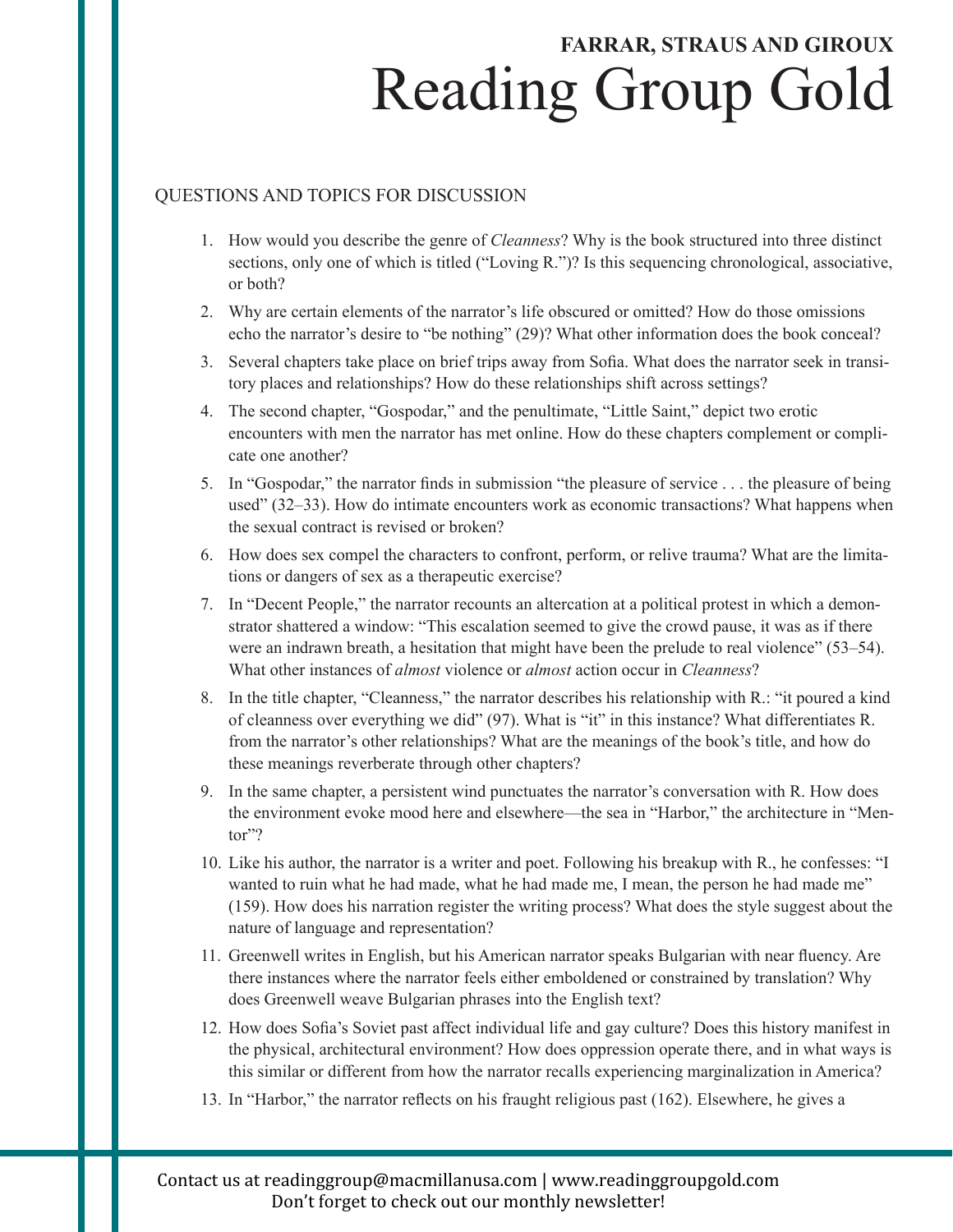# FARRAR, STRAUS AND GIROUX
# Reading Group Gold

## QUESTIONS AND TOPICS FOR DISCUSSION

1. How would you describe the genre of *Cleanness*? Why is the book structured into three distinct sections, only one of which is titled ("Loving R.")? Is this sequencing chronological, associative, or both?
2. Why are certain elements of the narrator's life obscured or omitted? How do those omissions echo the narrator's desire to "be nothing" (29)? What other information does the book conceal?
3. Several chapters take place on brief trips away from Sofia. What does the narrator seek in transitory places and relationships? How do these relationships shift across settings?
4. The second chapter, "Gospodar," and the penultimate, "Little Saint," depict two erotic encounters with men the narrator has met online. How do these chapters complement or complicate one another?
5. In "Gospodar," the narrator finds in submission "the pleasure of service . . . the pleasure of being used" (32–33). How do intimate encounters work as economic transactions? What happens when the sexual contract is revised or broken?
6. How does sex compel the characters to confront, perform, or relive trauma? What are the limitations or dangers of sex as a therapeutic exercise?
7. In "Decent People," the narrator recounts an altercation at a political protest in which a demonstrator shattered a window: "This escalation seemed to give the crowd pause, it was as if there were an indrawn breath, a hesitation that might have been the prelude to real violence" (53–54). What other instances of *almost* violence or *almost* action occur in *Cleanness*?
8. In the title chapter, "Cleanness," the narrator describes his relationship with R.: "it poured a kind of cleanness over everything we did" (97). What is "it" in this instance? What differentiates R. from the narrator's other relationships? What are the meanings of the book's title, and how do these meanings reverberate through other chapters?
9. In the same chapter, a persistent wind punctuates the narrator's conversation with R. How does the environment evoke mood here and elsewhere—the sea in "Harbor," the architecture in "Mentor"?
10. Like his author, the narrator is a writer and poet. Following his breakup with R., he confesses: "I wanted to ruin what he had made, what he had made me, I mean, the person he had made me" (159). How does his narration register the writing process? What does the style suggest about the nature of language and representation?
11. Greenwell writes in English, but his American narrator speaks Bulgarian with near fluency. Are there instances where the narrator feels either emboldened or constrained by translation? Why does Greenwell weave Bulgarian phrases into the English text?
12. How does Sofia's Soviet past affect individual life and gay culture? Does this history manifest in the physical, architectural environment? How does oppression operate there, and in what ways is this similar or different from how the narrator recalls experiencing marginalization in America?
13. In "Harbor," the narrator reflects on his fraught religious past (162). Elsewhere, he gives a

Contact us at readinggroup@macmillanusa.com | www.readinggroupgold.com
Don't forget to check out our monthly newsletter!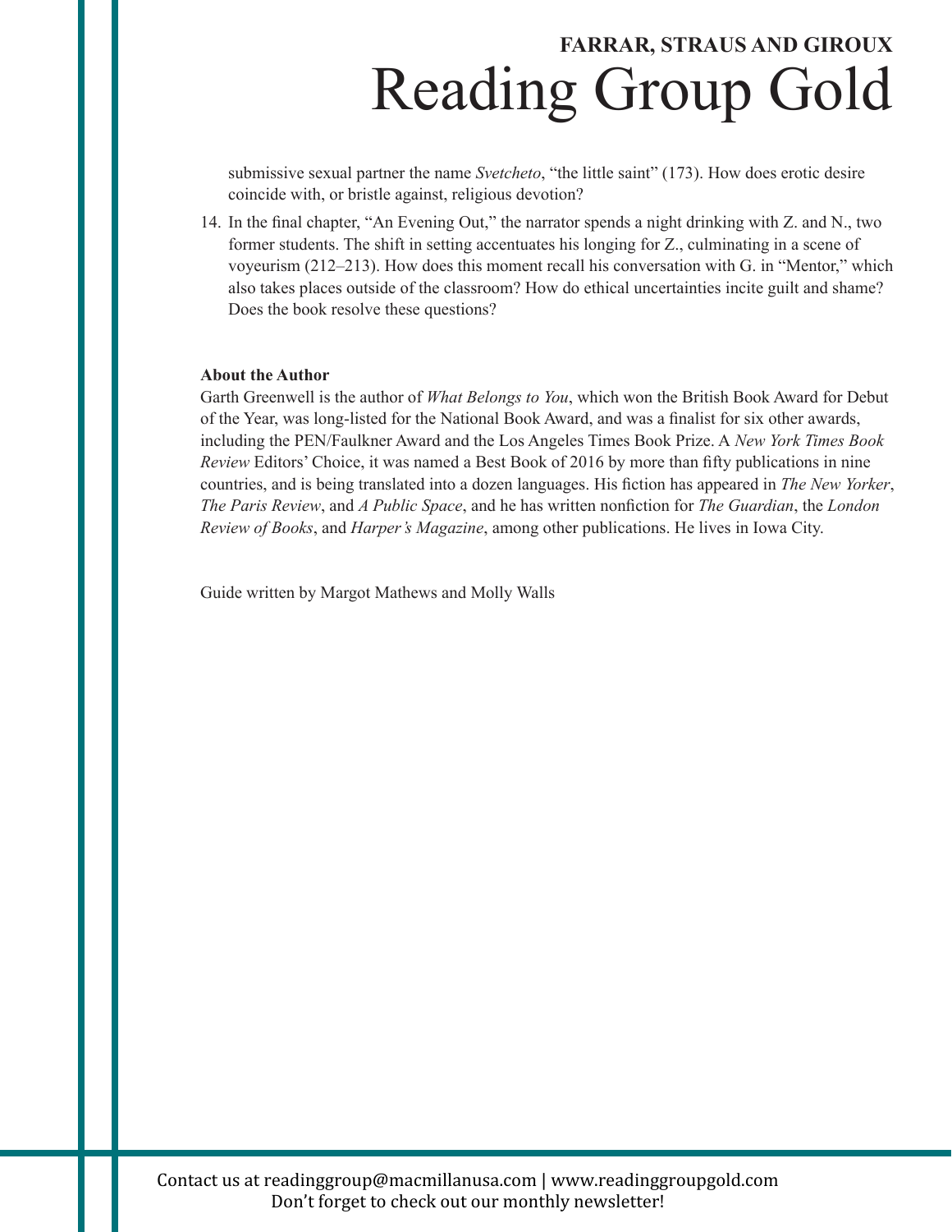submissive sexual partner the name *Svetcheto*, “the little saint” (173). How does erotic desire coincide with, or bristle against, religious devotion?

14. In the final chapter, “An Evening Out,” the narrator spends a night drinking with Z. and N., two former students. The shift in setting accentuates his longing for Z., culminating in a scene of voyeurism (212–213). How does this moment recall his conversation with G. in “Mentor,” which also takes places outside of the classroom? How do ethical uncertainties incite guilt and shame? Does the book resolve these questions?

**About the Author**

Garth Greenwell is the author of *What Belongs to You*, which won the British Book Award for Debut of the Year, was long-listed for the National Book Award, and was a finalist for six other awards, including the PEN/Faulkner Award and the Los Angeles Times Book Prize. A *New York Times Book Review* Editors’ Choice, it was named a Best Book of 2016 by more than fifty publications in nine countries, and is being translated into a dozen languages. His fiction has appeared in *The New Yorker*, *The Paris Review*, and *A Public Space*, and he has written nonfiction for *The Guardian*, the *London Review of Books*, and *Harper’s Magazine*, among other publications. He lives in Iowa City.

Guide written by Margot Mathews and Molly Walls